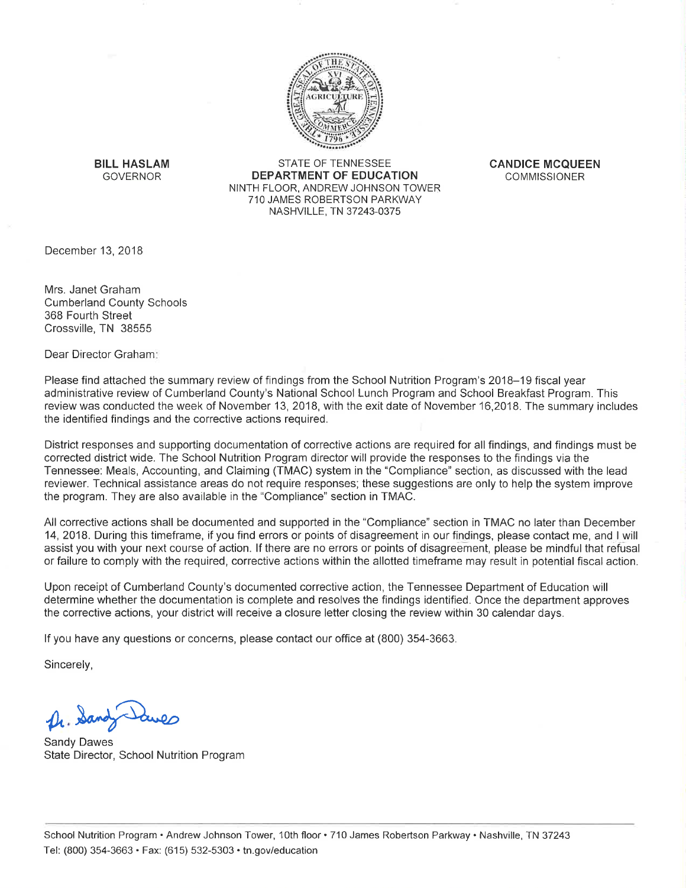**BILL HASLAM**
GOVERNOR

STATE OF TENNESSEE
**DEPARTMENT OF EDUCATION**
NINTH FLOOR, ANDREW JOHNSON TOWER
710 JAMES ROBERTSON PARKWAY
NASHVILLE, TN 37243-0375

**CANDICE MCQUEEN**
COMMISSIONER

December 13, 2018

Mrs. Janet Graham
Cumberland County Schools
368 Fourth Street
Crossville, TN 38555

Dear Director Graham:

Please find attached the summary review of findings from the School Nutrition Program's 2018–19 fiscal year administrative review of Cumberland County's National School Lunch Program and School Breakfast Program. This review was conducted the week of November 13, 2018, with the exit date of November 16,2018. The summary includes the identified findings and the corrective actions required.

District responses and supporting documentation of corrective actions are required for all findings, and findings must be corrected district wide. The School Nutrition Program director will provide the responses to the findings via the Tennessee: Meals, Accounting, and Claiming (TMAC) system in the "Compliance" section, as discussed with the lead reviewer. Technical assistance areas do not require responses; these suggestions are only to help the system improve the program. They are also available in the "Compliance" section in TMAC.

All corrective actions shall be documented and supported in the "Compliance" section in TMAC no later than December 14, 2018. During this timeframe, if you find errors or points of disagreement in our findings, please contact me, and I will assist you with your next course of action. If there are no errors or points of disagreement, please be mindful that refusal or failure to comply with the required, corrective actions within the allotted timeframe may result in potential fiscal action.

Upon receipt of Cumberland County's documented corrective action, the Tennessee Department of Education will determine whether the documentation is complete and resolves the findings identified. Once the department approves the corrective actions, your district will receive a closure letter closing the review within 30 calendar days.

If you have any questions or concerns, please contact our office at (800) 354-3663.

Sincerely,

Sandy Dawes
State Director, School Nutrition Program

School Nutrition Program • Andrew Johnson Tower, 10th floor • 710 James Robertson Parkway • Nashville, TN 37243
Tel: (800) 354-3663 • Fax: (615) 532-5303 • tn.gov/education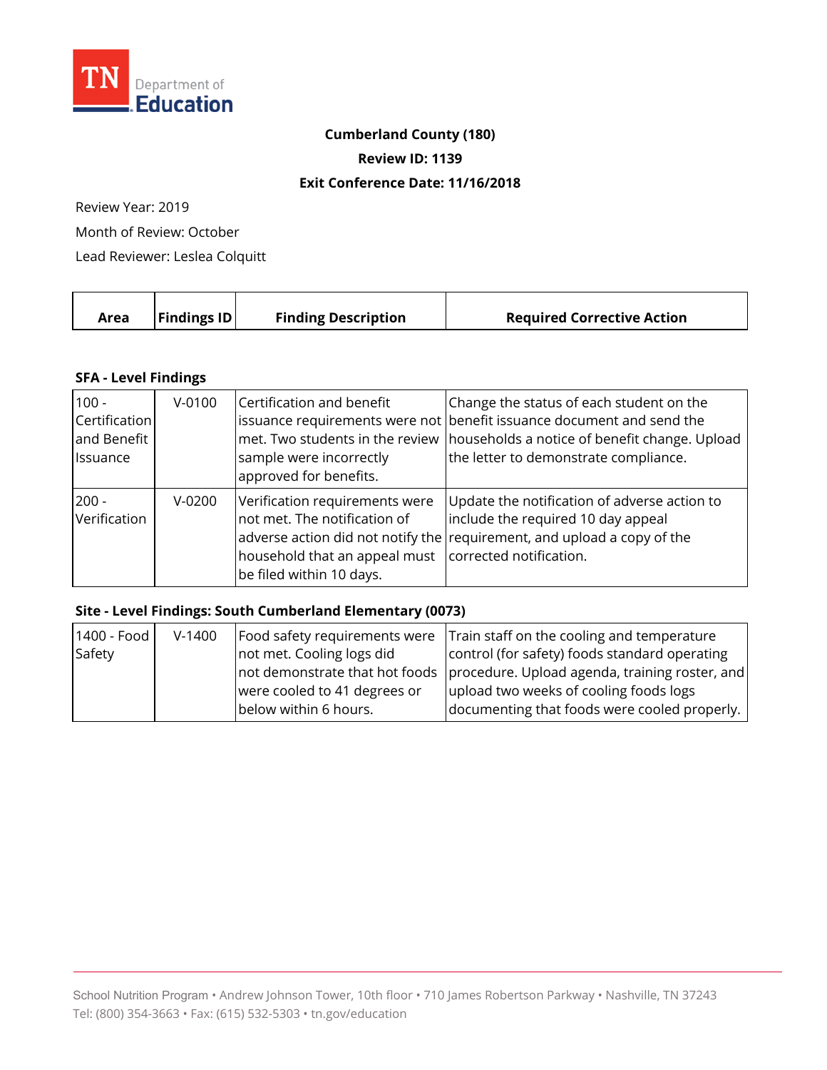**Cumberland County (180)**

**Review ID: 1139**

**Exit Conference Date: 11/16/2018**

Review Year: 2019

Month of Review: October

Lead Reviewer: Leslea Colquitt

| Area | Findings ID | Finding Description | Required Corrective Action |
|---|---|---|---|
| **SFA - Level Findings** | | | |
| 100 - Certification and Benefit Issuance | V-0100 | Certification and benefit issuance requirements were not met. Two students in the review sample were incorrectly approved for benefits. | Change the status of each student on the benefit issuance document and send the households a notice of benefit change. Upload the letter to demonstrate compliance. |
| 200 - Verification | V-0200 | Verification requirements were not met. The notification of adverse action did not notify the household that an appeal must be filed within 10 days. | Update the notification of adverse action to include the required 10 day appeal requirement, and upload a copy of the corrected notification. |
| **Site - Level Findings: South Cumberland Elementary (0073)** | | | |
| 1400 - Food Safety | V-1400 | Food safety requirements were not met. Cooling logs did not demonstrate that hot foods were cooled to 41 degrees or below within 6 hours. | Train staff on the cooling and temperature control (for safety) foods standard operating procedure. Upload agenda, training roster, and upload two weeks of cooling foods logs documenting that foods were cooled properly. |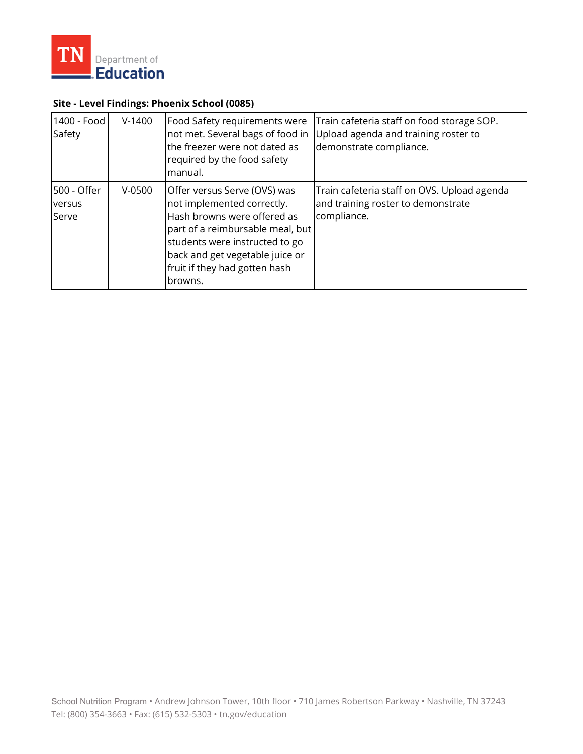**Site - Level Findings: Phoenix School (0085)**

| | | | |
|---|---|---|---|
| 1400 - Food Safety | V-1400 | Food Safety requirements were not met. Several bags of food in the freezer were not dated as required by the food safety manual. | Train cafeteria staff on food storage SOP. Upload agenda and training roster to demonstrate compliance. |
| 500 - Offer versus Serve | V-0500 | Offer versus Serve (OVS) was not implemented correctly. Hash browns were offered as part of a reimbursable meal, but students were instructed to go back and get vegetable juice or fruit if they had gotten hash browns. | Train cafeteria staff on OVS. Upload agenda and training roster to demonstrate compliance. |